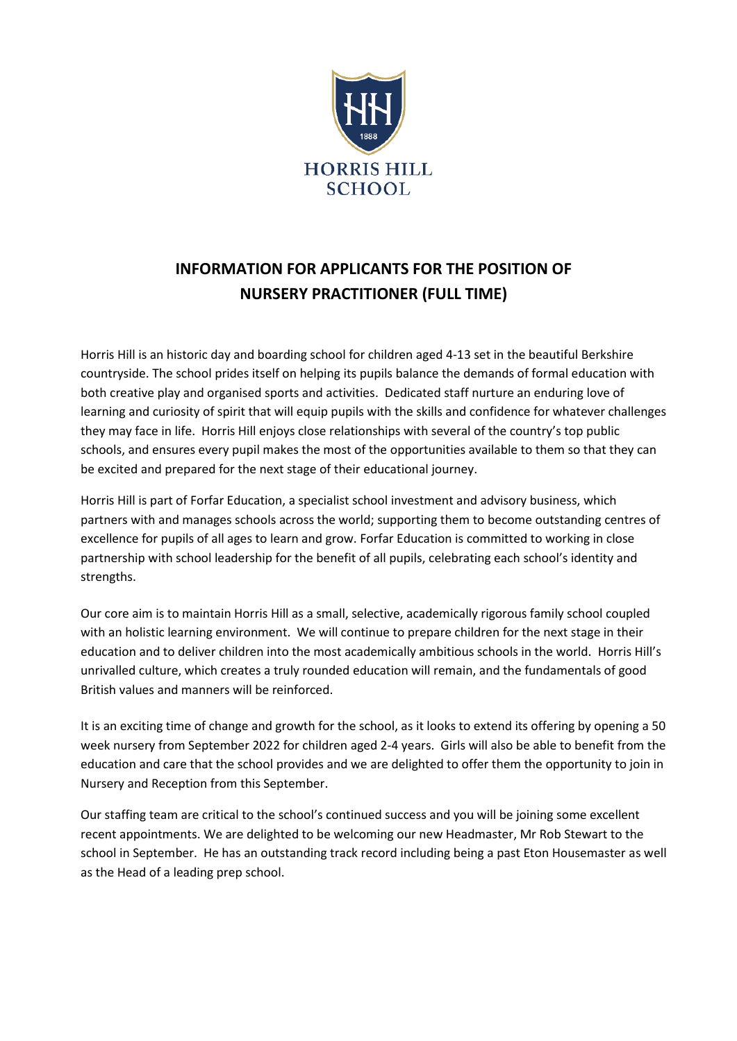HORRIS HILL SCHOOL

# INFORMATION FOR APPLICANTS FOR THE POSITION OF NURSERY PRACTITIONER (FULL TIME)

Horris Hill is an historic day and boarding school for children aged 4-13 set in the beautiful Berkshire countryside. The school prides itself on helping its pupils balance the demands of formal education with both creative play and organised sports and activities. Dedicated staff nurture an enduring love of learning and curiosity of spirit that will equip pupils with the skills and confidence for whatever challenges they may face in life. Horris Hill enjoys close relationships with several of the country's top public schools, and ensures every pupil makes the most of the opportunities available to them so that they can be excited and prepared for the next stage of their educational journey.

Horris Hill is part of Forfar Education, a specialist school investment and advisory business, which partners with and manages schools across the world; supporting them to become outstanding centres of excellence for pupils of all ages to learn and grow. Forfar Education is committed to working in close partnership with school leadership for the benefit of all pupils, celebrating each school's identity and strengths.

Our core aim is to maintain Horris Hill as a small, selective, academically rigorous family school coupled with an holistic learning environment. We will continue to prepare children for the next stage in their education and to deliver children into the most academically ambitious schools in the world. Horris Hill's unrivalled culture, which creates a truly rounded education will remain, and the fundamentals of good British values and manners will be reinforced.

It is an exciting time of change and growth for the school, as it looks to extend its offering by opening a 50 week nursery from September 2022 for children aged 2-4 years. Girls will also be able to benefit from the education and care that the school provides and we are delighted to offer them the opportunity to join in Nursery and Reception from this September.

Our staffing team are critical to the school's continued success and you will be joining some excellent recent appointments. We are delighted to be welcoming our new Headmaster, Mr Rob Stewart to the school in September. He has an outstanding track record including being a past Eton Housemaster as well as the Head of a leading prep school.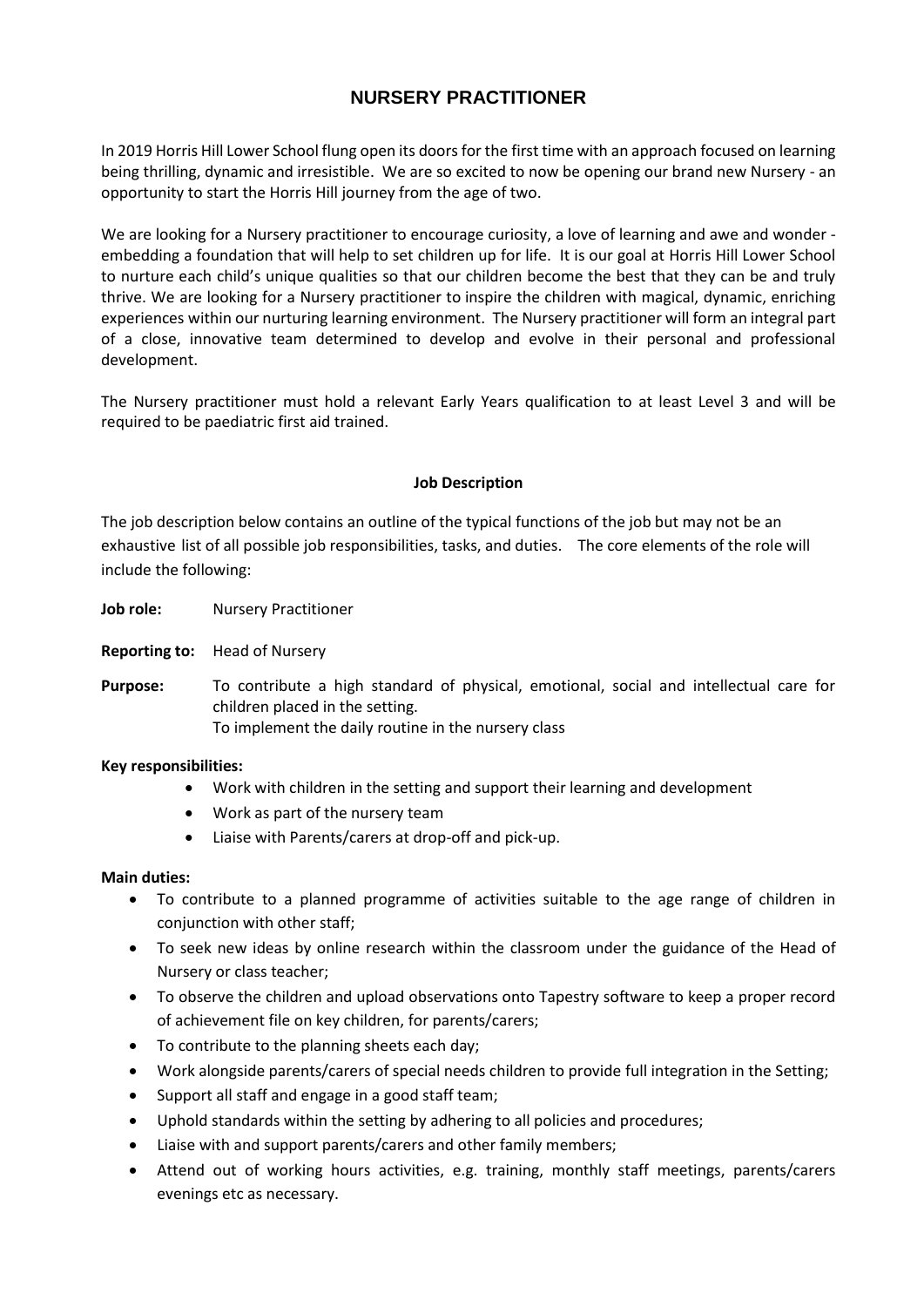# NURSERY PRACTITIONER

In 2019 Horris Hill Lower School flung open its doors for the first time with an approach focused on learning being thrilling, dynamic and irresistible. We are so excited to now be opening our brand new Nursery - an opportunity to start the Horris Hill journey from the age of two.

We are looking for a Nursery practitioner to encourage curiosity, a love of learning and awe and wonder - embedding a foundation that will help to set children up for life. It is our goal at Horris Hill Lower School to nurture each child's unique qualities so that our children become the best that they can be and truly thrive. We are looking for a Nursery practitioner to inspire the children with magical, dynamic, enriching experiences within our nurturing learning environment. The Nursery practitioner will form an integral part of a close, innovative team determined to develop and evolve in their personal and professional development.

The Nursery practitioner must hold a relevant Early Years qualification to at least Level 3 and will be required to be paediatric first aid trained.

**Job Description**

The job description below contains an outline of the typical functions of the job but may not be an exhaustive list of all possible job responsibilities, tasks, and duties. The core elements of the role will include the following:

**Job role:** Nursery Practitioner

**Reporting to:** Head of Nursery

**Purpose:** To contribute a high standard of physical, emotional, social and intellectual care for children placed in the setting.
To implement the daily routine in the nursery class

**Key responsibilities:**

- Work with children in the setting and support their learning and development
- Work as part of the nursery team
- Liaise with Parents/carers at drop-off and pick-up.

**Main duties:**

- To contribute to a planned programme of activities suitable to the age range of children in conjunction with other staff;
- To seek new ideas by online research within the classroom under the guidance of the Head of Nursery or class teacher;
- To observe the children and upload observations onto Tapestry software to keep a proper record of achievement file on key children, for parents/carers;
- To contribute to the planning sheets each day;
- Work alongside parents/carers of special needs children to provide full integration in the Setting;
- Support all staff and engage in a good staff team;
- Uphold standards within the setting by adhering to all policies and procedures;
- Liaise with and support parents/carers and other family members;
- Attend out of working hours activities, e.g. training, monthly staff meetings, parents/carers evenings etc as necessary.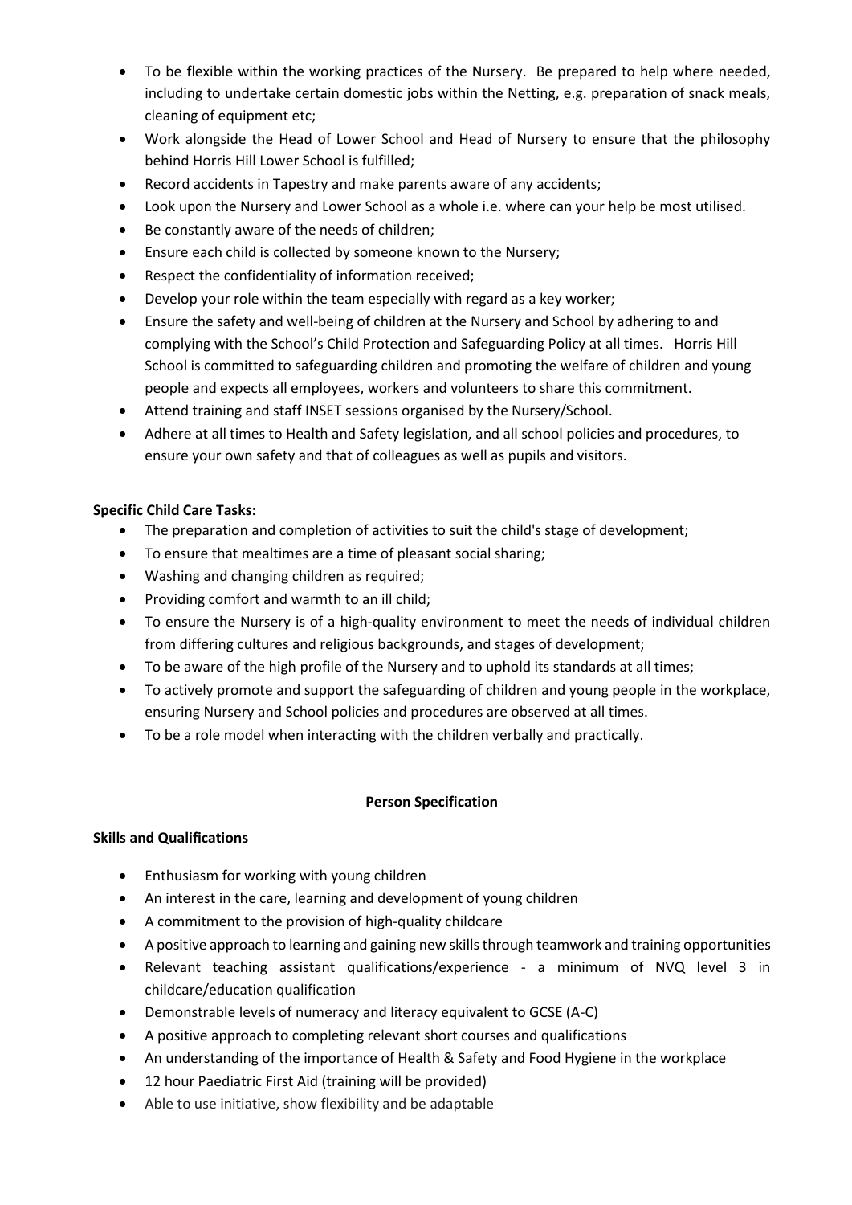- To be flexible within the working practices of the Nursery. Be prepared to help where needed, including to undertake certain domestic jobs within the Netting, e.g. preparation of snack meals, cleaning of equipment etc;
- Work alongside the Head of Lower School and Head of Nursery to ensure that the philosophy behind Horris Hill Lower School is fulfilled;
- Record accidents in Tapestry and make parents aware of any accidents;
- Look upon the Nursery and Lower School as a whole i.e. where can your help be most utilised.
- Be constantly aware of the needs of children;
- Ensure each child is collected by someone known to the Nursery;
- Respect the confidentiality of information received;
- Develop your role within the team especially with regard as a key worker;
- Ensure the safety and well-being of children at the Nursery and School by adhering to and complying with the School's Child Protection and Safeguarding Policy at all times. Horris Hill School is committed to safeguarding children and promoting the welfare of children and young people and expects all employees, workers and volunteers to share this commitment.
- Attend training and staff INSET sessions organised by the Nursery/School.
- Adhere at all times to Health and Safety legislation, and all school policies and procedures, to ensure your own safety and that of colleagues as well as pupils and visitors.

**Specific Child Care Tasks:**

- The preparation and completion of activities to suit the child's stage of development;
- To ensure that mealtimes are a time of pleasant social sharing;
- Washing and changing children as required;
- Providing comfort and warmth to an ill child;
- To ensure the Nursery is of a high-quality environment to meet the needs of individual children from differing cultures and religious backgrounds, and stages of development;
- To be aware of the high profile of the Nursery and to uphold its standards at all times;
- To actively promote and support the safeguarding of children and young people in the workplace, ensuring Nursery and School policies and procedures are observed at all times.
- To be a role model when interacting with the children verbally and practically.

## Person Specification

**Skills and Qualifications**

- Enthusiasm for working with young children
- An interest in the care, learning and development of young children
- A commitment to the provision of high-quality childcare
- A positive approach to learning and gaining new skills through teamwork and training opportunities
- Relevant teaching assistant qualifications/experience - a minimum of NVQ level 3 in childcare/education qualification
- Demonstrable levels of numeracy and literacy equivalent to GCSE (A-C)
- A positive approach to completing relevant short courses and qualifications
- An understanding of the importance of Health & Safety and Food Hygiene in the workplace
- 12 hour Paediatric First Aid (training will be provided)
- Able to use initiative, show flexibility and be adaptable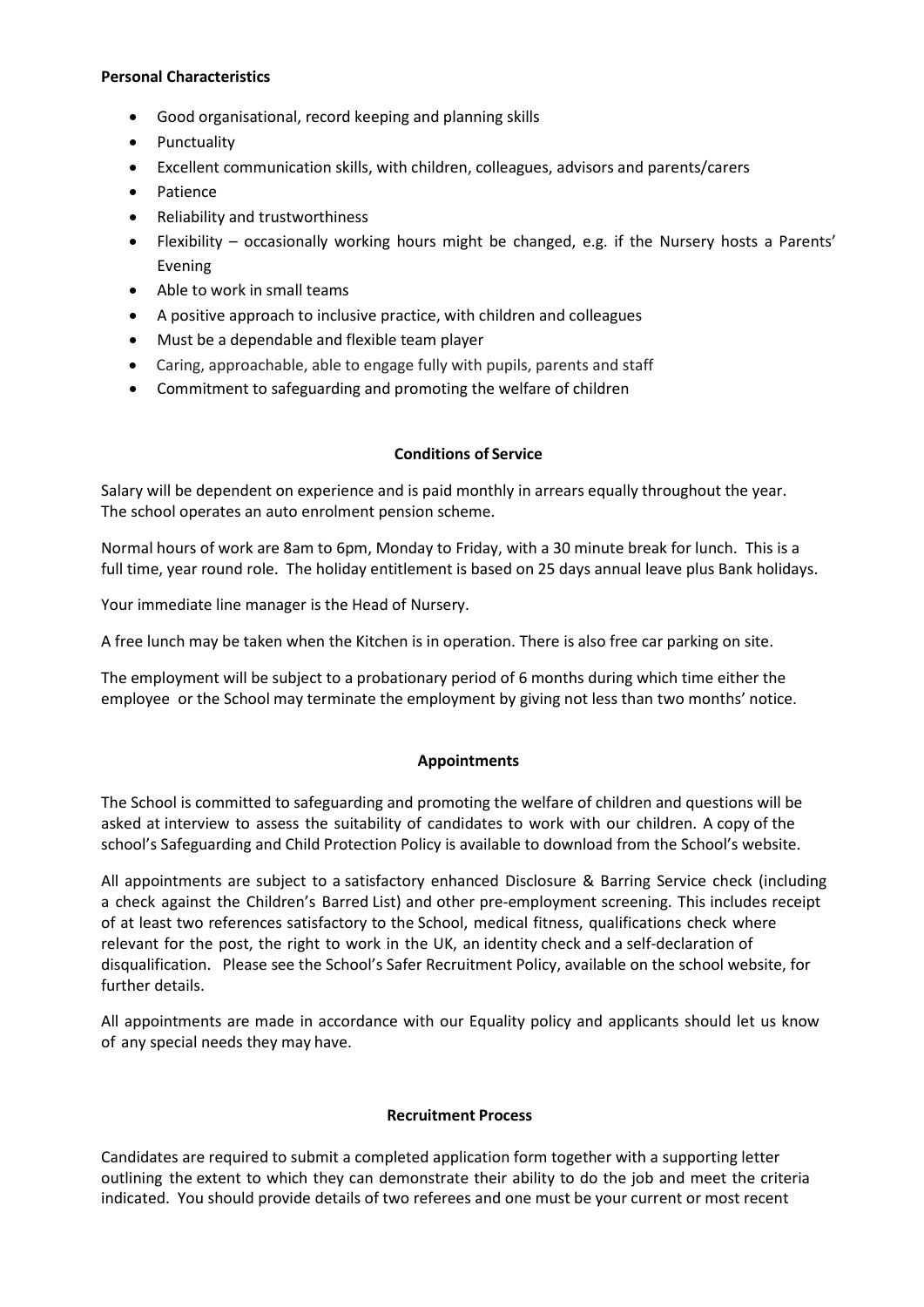**Personal Characteristics**

- Good organisational, record keeping and planning skills
- Punctuality
- Excellent communication skills, with children, colleagues, advisors and parents/carers
- Patience
- Reliability and trustworthiness
- Flexibility – occasionally working hours might be changed, e.g. if the Nursery hosts a Parents' Evening
- Able to work in small teams
- A positive approach to inclusive practice, with children and colleagues
- Must be a dependable and flexible team player
- Caring, approachable, able to engage fully with pupils, parents and staff
- Commitment to safeguarding and promoting the welfare of children

**Conditions of Service**

Salary will be dependent on experience and is paid monthly in arrears equally throughout the year. The school operates an auto enrolment pension scheme.

Normal hours of work are 8am to 6pm, Monday to Friday, with a 30 minute break for lunch. This is a full time, year round role. The holiday entitlement is based on 25 days annual leave plus Bank holidays.

Your immediate line manager is the Head of Nursery.

A free lunch may be taken when the Kitchen is in operation. There is also free car parking on site.

The employment will be subject to a probationary period of 6 months during which time either the employee or the School may terminate the employment by giving not less than two months' notice.

**Appointments**

The School is committed to safeguarding and promoting the welfare of children and questions will be asked at interview to assess the suitability of candidates to work with our children. A copy of the school's Safeguarding and Child Protection Policy is available to download from the School's website.

All appointments are subject to a satisfactory enhanced Disclosure & Barring Service check (including a check against the Children's Barred List) and other pre-employment screening. This includes receipt of at least two references satisfactory to the School, medical fitness, qualifications check where relevant for the post, the right to work in the UK, an identity check and a self-declaration of disqualification. Please see the School's Safer Recruitment Policy, available on the school website, for further details.

All appointments are made in accordance with our Equality policy and applicants should let us know of any special needs they may have.

**Recruitment Process**

Candidates are required to submit a completed application form together with a supporting letter outlining the extent to which they can demonstrate their ability to do the job and meet the criteria indicated. You should provide details of two referees and one must be your current or most recent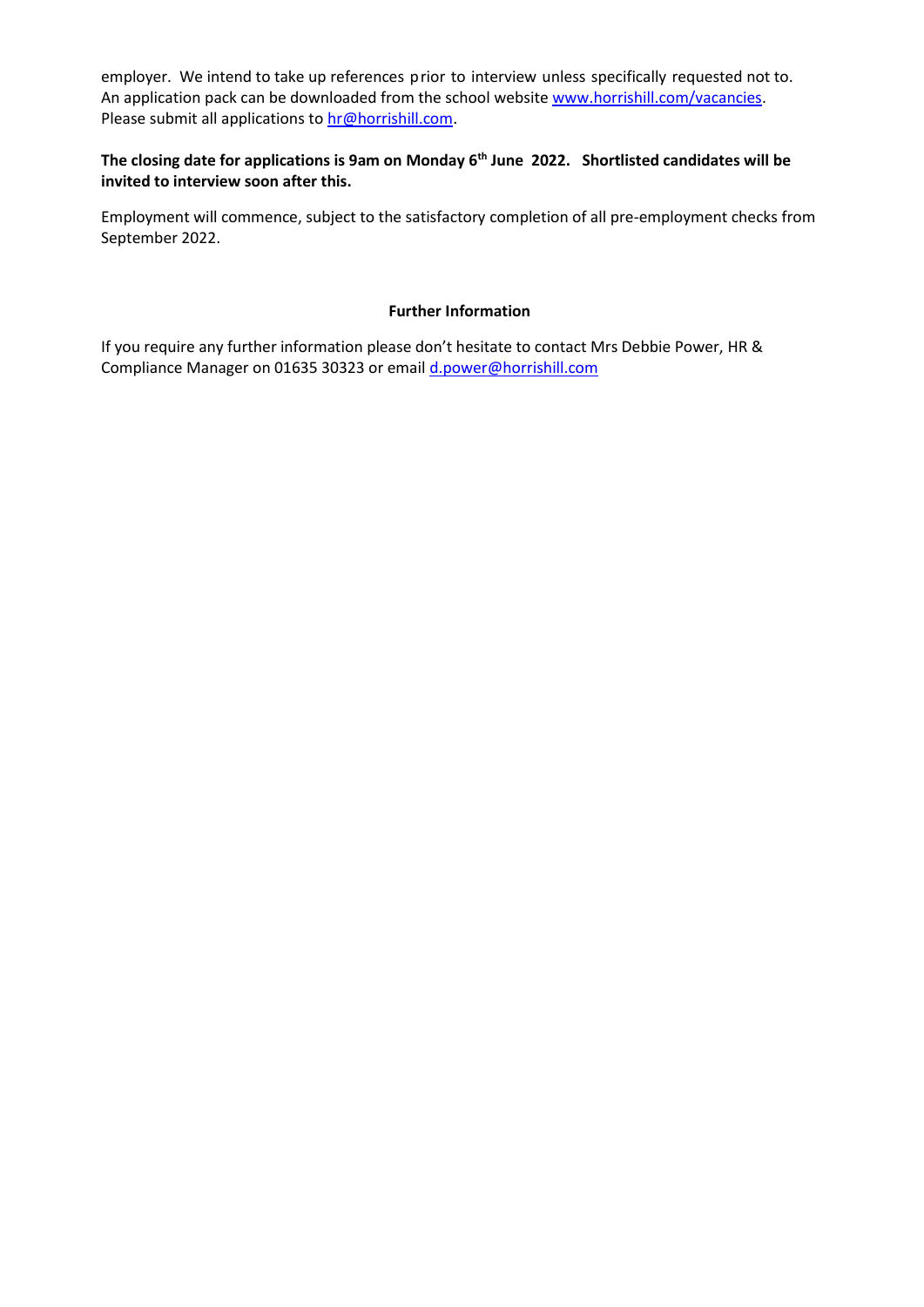employer. We intend to take up references prior to interview unless specifically requested not to. An application pack can be downloaded from the school website www.horrishill.com/vacancies. Please submit all applications to hr@horrishill.com.

**The closing date for applications is 9am on Monday 6th June 2022. Shortlisted candidates will be invited to interview soon after this.**

Employment will commence, subject to the satisfactory completion of all pre-employment checks from September 2022.

**Further Information**

If you require any further information please don't hesitate to contact Mrs Debbie Power, HR & Compliance Manager on 01635 30323 or email d.power@horrishill.com